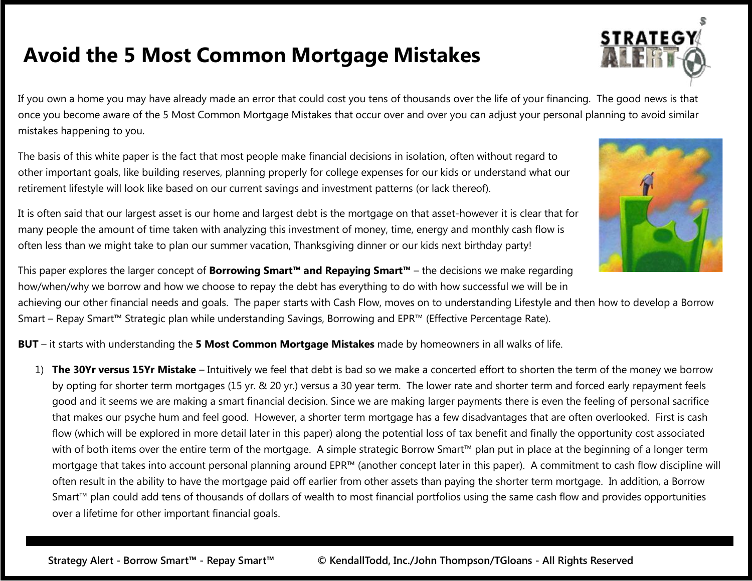# Avoid the 5 Most Common Mortgage Mistakes

If you own a home you may have already made an error that could cost you tens of thousands over the life of your financing. The good news is that once you become aware of the 5 Most Common Mortgage Mistakes that occur over and over you can adjust your personal planning to avoid similar mistakes happening to you.

The basis of this white paper is the fact that most people make financial decisions in isolation, often without regard to other important goals, like building reserves, planning properly for college expenses for our kids or understand what our retirement lifestyle will look like based on our current savings and investment patterns (or lack thereof).

It is often said that our largest asset is our home and largest debt is the mortgage on that asset-however it is clear that for many people the amount of time taken with analyzing this investment of money, time, energy and monthly cash flow is often less than we might take to plan our summer vacation, Thanksgiving dinner or our kids next birthday party!

This paper explores the larger concept of **Borrowing Smart™ and Repaying Smart™** – the decisions we make regarding how/when/why we borrow and how we choose to repay the debt has everything to do with how successful we will be in achieving our other financial needs and goals. The paper starts with Cash Flow, moves on to understanding Lifestyle and then how to develop a Borrow Smart – Repay Smart™ Strategic plan while understanding Savings, Borrowing and EPR™ (Effective Percentage Rate).

**BUT** – it starts with understanding the **5 Most Common Mortgage Mistakes** made by homeowners in all walks of life.

1) **The 30Yr versus 15Yr Mistake** – Intuitively we feel that debt is bad so we make a concerted effort to shorten the term of the money we borrow by opting for shorter term mortgages (15 yr. & 20 yr.) versus a 30 year term. The lower rate and shorter term and forced early repayment feels good and it seems we are making a smart financial decision. Since we are making larger payments there is even the feeling of personal sacrifice that makes our psyche hum and feel good. However, a shorter term mortgage has a few disadvantages that are often overlooked. First is cash flow (which will be explored in more detail later in this paper) along the potential loss of tax benefit and finally the opportunity cost associated with of both items over the entire term of the mortgage. A simple strategic Borrow Smart™ plan put in place at the beginning of a longer term mortgage that takes into account personal planning around EPR™ (another concept later in this paper). A commitment to cash flow discipline will often result in the ability to have the mortgage paid off earlier from other assets than paying the shorter term mortgage. In addition, a Borrow Smart™ plan could add tens of thousands of dollars of wealth to most financial portfolios using the same cash flow and provides opportunities over a lifetime for other important financial goals.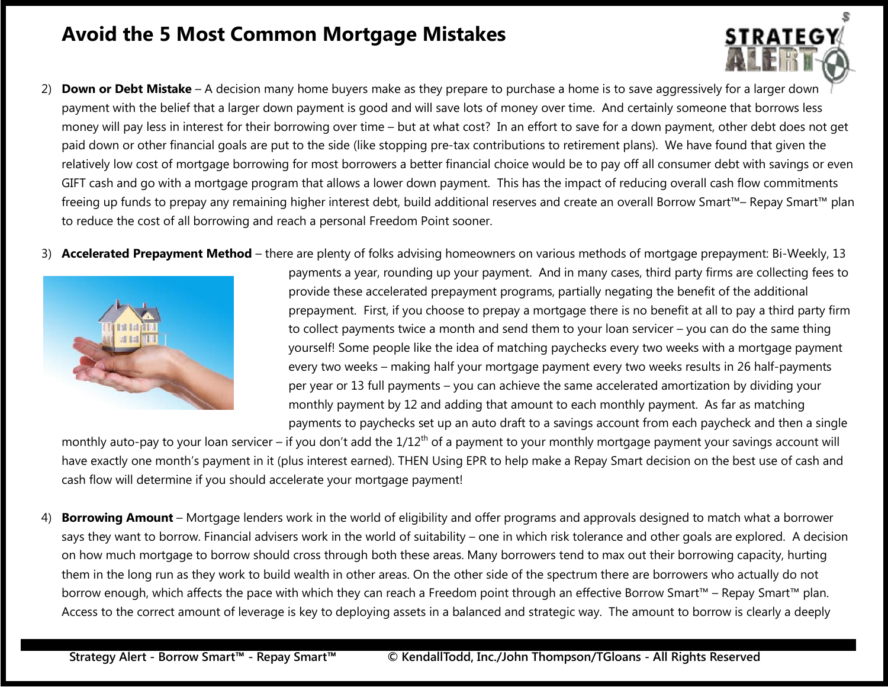# Avoid the 5 Most Common Mortgage Mistakes

2) **Down or Debt Mistake** – A decision many home buyers make as they prepare to purchase a home is to save aggressively for a larger down payment with the belief that a larger down payment is good and will save lots of money over time. And certainly someone that borrows less money will pay less in interest for their borrowing over time – but at what cost? In an effort to save for a down payment, other debt does not get paid down or other financial goals are put to the side (like stopping pre-tax contributions to retirement plans). We have found that given the relatively low cost of mortgage borrowing for most borrowers a better financial choice would be to pay off all consumer debt with savings or even GIFT cash and go with a mortgage program that allows a lower down payment. This has the impact of reducing overall cash flow commitments freeing up funds to prepay any remaining higher interest debt, build additional reserves and create an overall Borrow Smart™– Repay Smart™ plan to reduce the cost of all borrowing and reach a personal Freedom Point sooner.

3) **Accelerated Prepayment Method** – there are plenty of folks advising homeowners on various methods of mortgage prepayment: Bi-Weekly, 13 payments a year, rounding up your payment. And in many cases, third party firms are collecting fees to provide these accelerated prepayment programs, partially negating the benefit of the additional prepayment. First, if you choose to prepay a mortgage there is no benefit at all to pay a third party firm to collect payments twice a month and send them to your loan servicer – you can do the same thing yourself! Some people like the idea of matching paychecks every two weeks with a mortgage payment every two weeks – making half your mortgage payment every two weeks results in 26 half-payments per year or 13 full payments – you can achieve the same accelerated amortization by dividing your monthly payment by 12 and adding that amount to each monthly payment. As far as matching payments to paychecks set up an auto draft to a savings account from each paycheck and then a single monthly auto-pay to your loan servicer – if you don't add the 1/12th of a payment to your monthly mortgage payment your savings account will have exactly one month's payment in it (plus interest earned). THEN Using EPR to help make a Repay Smart decision on the best use of cash and cash flow will determine if you should accelerate your mortgage payment!

4) **Borrowing Amount** – Mortgage lenders work in the world of eligibility and offer programs and approvals designed to match what a borrower says they want to borrow. Financial advisers work in the world of suitability – one in which risk tolerance and other goals are explored. A decision on how much mortgage to borrow should cross through both these areas. Many borrowers tend to max out their borrowing capacity, hurting them in the long run as they work to build wealth in other areas. On the other side of the spectrum there are borrowers who actually do not borrow enough, which affects the pace with which they can reach a Freedom point through an effective Borrow Smart™ – Repay Smart™ plan. Access to the correct amount of leverage is key to deploying assets in a balanced and strategic way. The amount to borrow is clearly a deeply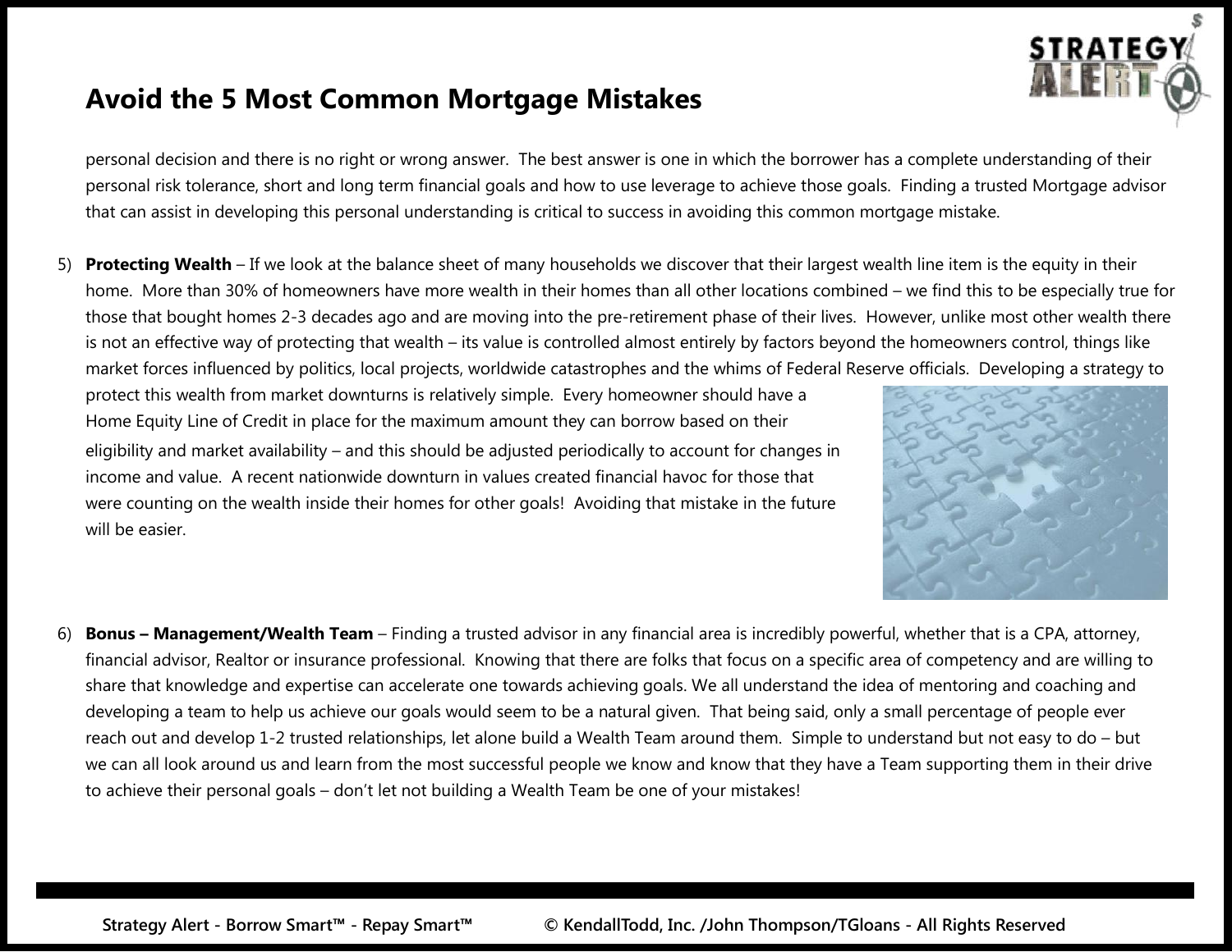# Avoid the 5 Most Common Mortgage Mistakes

personal decision and there is no right or wrong answer. The best answer is one in which the borrower has a complete understanding of their personal risk tolerance, short and long term financial goals and how to use leverage to achieve those goals. Finding a trusted Mortgage advisor that can assist in developing this personal understanding is critical to success in avoiding this common mortgage mistake.

5) **Protecting Wealth** – If we look at the balance sheet of many households we discover that their largest wealth line item is the equity in their home. More than 30% of homeowners have more wealth in their homes than all other locations combined – we find this to be especially true for those that bought homes 2-3 decades ago and are moving into the pre-retirement phase of their lives. However, unlike most other wealth there is not an effective way of protecting that wealth – its value is controlled almost entirely by factors beyond the homeowners control, things like market forces influenced by politics, local projects, worldwide catastrophes and the whims of Federal Reserve officials. Developing a strategy to protect this wealth from market downturns is relatively simple. Every homeowner should have a Home Equity Line of Credit in place for the maximum amount they can borrow based on their eligibility and market availability – and this should be adjusted periodically to account for changes in income and value. A recent nationwide downturn in values created financial havoc for those that were counting on the wealth inside their homes for other goals! Avoiding that mistake in the future will be easier.

6) **Bonus – Management/Wealth Team** – Finding a trusted advisor in any financial area is incredibly powerful, whether that is a CPA, attorney, financial advisor, Realtor or insurance professional. Knowing that there are folks that focus on a specific area of competency and are willing to share that knowledge and expertise can accelerate one towards achieving goals. We all understand the idea of mentoring and coaching and developing a team to help us achieve our goals would seem to be a natural given. That being said, only a small percentage of people ever reach out and develop 1-2 trusted relationships, let alone build a Wealth Team around them. Simple to understand but not easy to do – but we can all look around us and learn from the most successful people we know and know that they have a Team supporting them in their drive to achieve their personal goals – don't let not building a Wealth Team be one of your mistakes!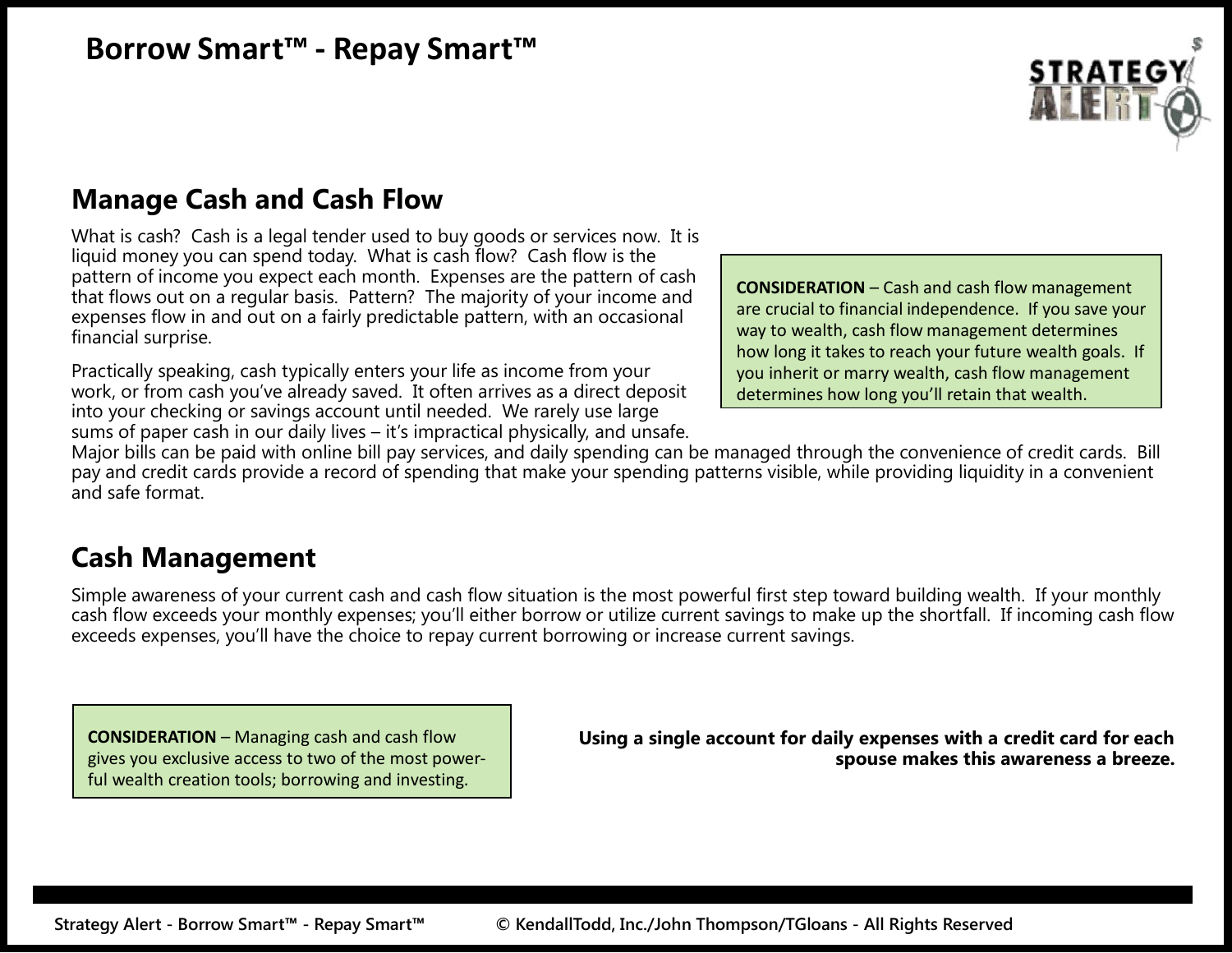# Borrow Smart™ - Repay Smart™

## Manage Cash and Cash Flow

What is cash? Cash is a legal tender used to buy goods or services now. It is liquid money you can spend today. What is cash flow? Cash flow is the pattern of income you expect each month. Expenses are the pattern of cash that flows out on a regular basis. Pattern? The majority of your income and expenses flow in and out on a fairly predictable pattern, with an occasional financial surprise.

> **CONSIDERATION** – Cash and cash flow management are crucial to financial independence. If you save your way to wealth, cash flow management determines how long it takes to reach your future wealth goals. If you inherit or marry wealth, cash flow management determines how long you'll retain that wealth.

Practically speaking, cash typically enters your life as income from your work, or from cash you've already saved. It often arrives as a direct deposit into your checking or savings account until needed. We rarely use large sums of paper cash in our daily lives – it's impractical physically, and unsafe. Major bills can be paid with online bill pay services, and daily spending can be managed through the convenience of credit cards. Bill pay and credit cards provide a record of spending that make your spending patterns visible, while providing liquidity in a convenient and safe format.

## Cash Management

Simple awareness of your current cash and cash flow situation is the most powerful first step toward building wealth. If your monthly cash flow exceeds your monthly expenses; you'll either borrow or utilize current savings to make up the shortfall. If incoming cash flow exceeds expenses, you'll have the choice to repay current borrowing or increase current savings.

> **CONSIDERATION** – Managing cash and cash flow gives you exclusive access to two of the most powerful wealth creation tools; borrowing and investing.

**Using a single account for daily expenses with a credit card for each spouse makes this awareness a breeze.**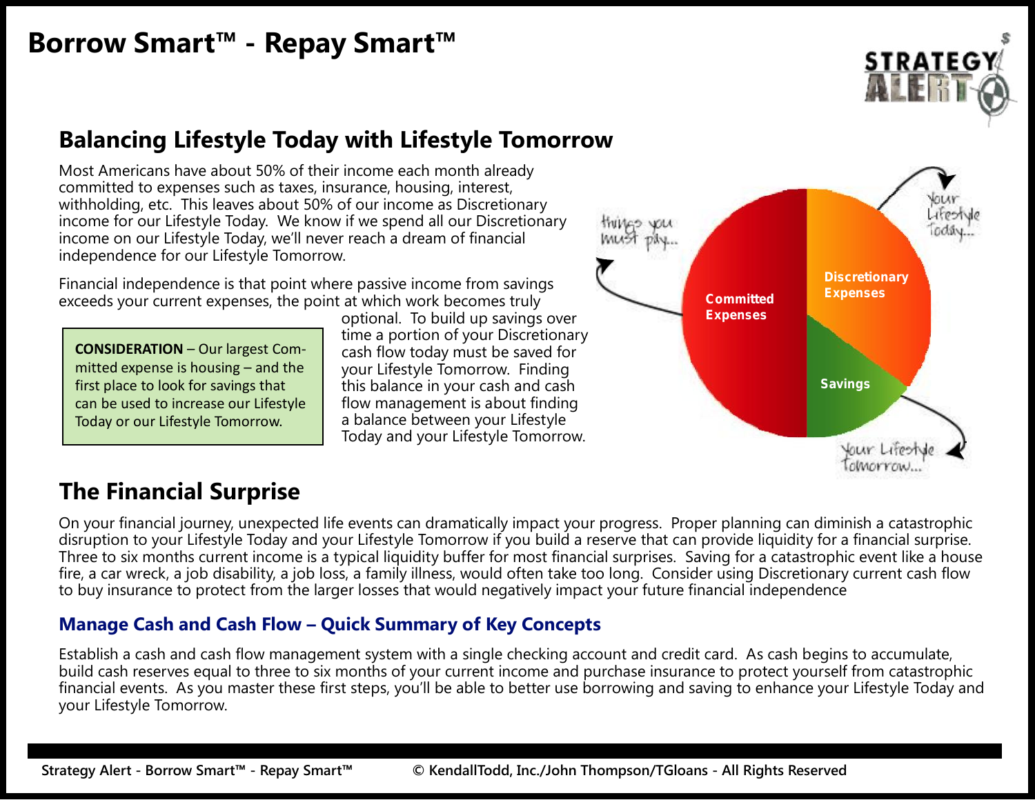# Borrow Smart™ - Repay Smart™

## Balancing Lifestyle Today with Lifestyle Tomorrow

Most Americans have about 50% of their income each month already committed to expenses such as taxes, insurance, housing, interest, withholding, etc. This leaves about 50% of our income as Discretionary income for our Lifestyle Today. We know if we spend all our Discretionary income on our Lifestyle Today, we'll never reach a dream of financial independence for our Lifestyle Tomorrow.

Financial independence is that point where passive income from savings exceeds your current expenses, the point at which work becomes truly optional. To build up savings over time a portion of your Discretionary cash flow today must be saved for your Lifestyle Tomorrow. Finding this balance in your cash and cash flow management is about finding a balance between your Lifestyle Today and your Lifestyle Tomorrow.

> **CONSIDERATION** – Our largest Committed expense is housing – and the first place to look for savings that can be used to increase our Lifestyle Today or our Lifestyle Tomorrow.

things you must pay... | Committed Expenses | Discretionary Expenses | Your Lifestyle Today... | Savings | Your Lifestyle Tomorrow...

## The Financial Surprise

On your financial journey, unexpected life events can dramatically impact your progress. Proper planning can diminish a catastrophic disruption to your Lifestyle Today and your Lifestyle Tomorrow if you build a reserve that can provide liquidity for a financial surprise. Three to six months current income is a typical liquidity buffer for most financial surprises. Saving for a catastrophic event like a house fire, a car wreck, a job disability, a job loss, a family illness, would often take too long. Consider using Discretionary current cash flow to buy insurance to protect from the larger losses that would negatively impact your future financial independence

### Manage Cash and Cash Flow – Quick Summary of Key Concepts

Establish a cash and cash flow management system with a single checking account and credit card. As cash begins to accumulate, build cash reserves equal to three to six months of your current income and purchase insurance to protect yourself from catastrophic financial events. As you master these first steps, you'll be able to better use borrowing and saving to enhance your Lifestyle Today and your Lifestyle Tomorrow.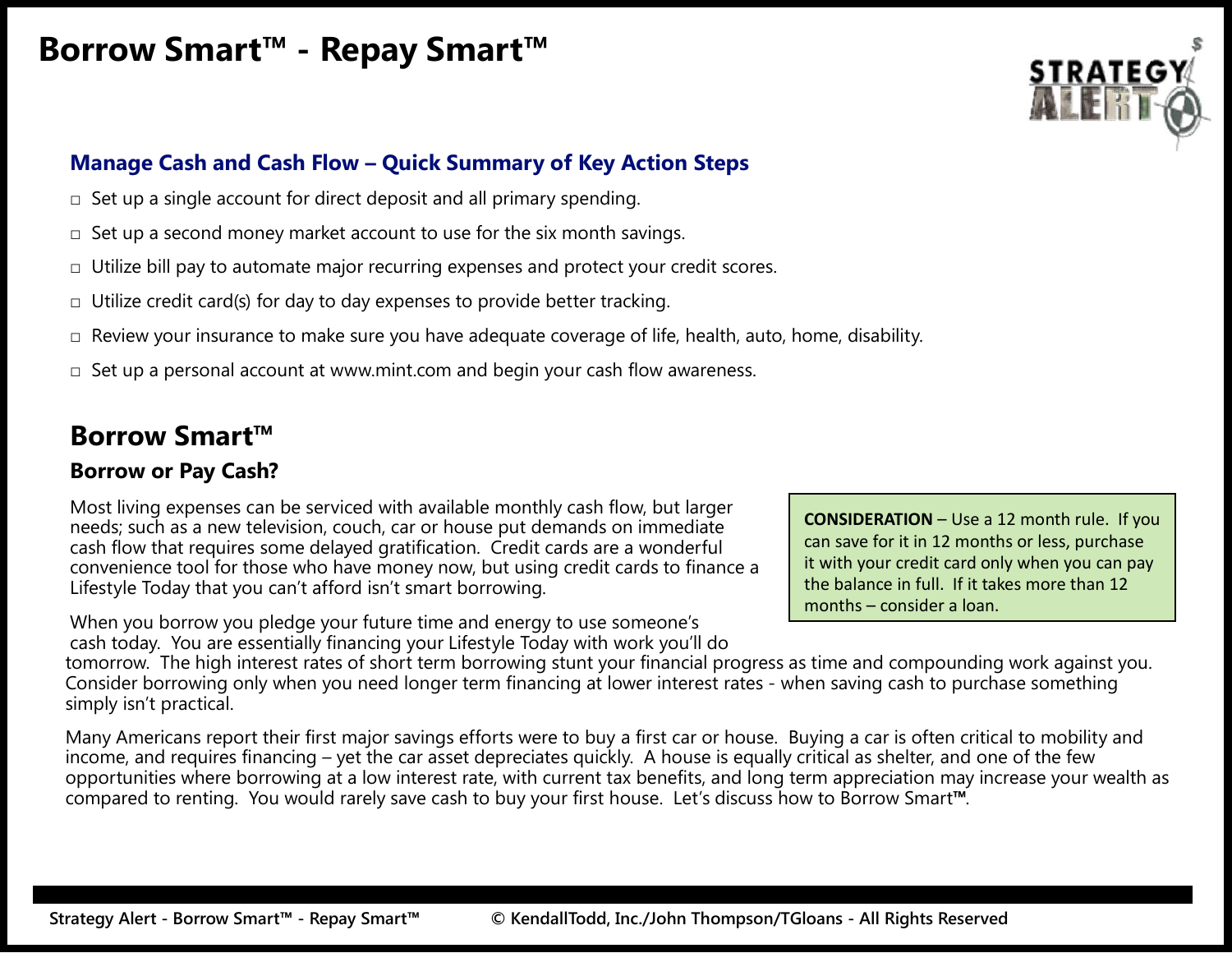# Borrow Smart™ - Repay Smart™

### Manage Cash and Cash Flow – Quick Summary of Key Action Steps

- ☐ Set up a single account for direct deposit and all primary spending.
- ☐ Set up a second money market account to use for the six month savings.
- ☐ Utilize bill pay to automate major recurring expenses and protect your credit scores.
- ☐ Utilize credit card(s) for day to day expenses to provide better tracking.
- ☐ Review your insurance to make sure you have adequate coverage of life, health, auto, home, disability.
- ☐ Set up a personal account at www.mint.com and begin your cash flow awareness.

## Borrow Smart™

### Borrow or Pay Cash?

Most living expenses can be serviced with available monthly cash flow, but larger needs; such as a new television, couch, car or house put demands on immediate cash flow that requires some delayed gratification. Credit cards are a wonderful convenience tool for those who have money now, but using credit cards to finance a Lifestyle Today that you can't afford isn't smart borrowing.

> **CONSIDERATION** – Use a 12 month rule. If you can save for it in 12 months or less, purchase it with your credit card only when you can pay the balance in full. If it takes more than 12 months – consider a loan.

When you borrow you pledge your future time and energy to use someone's cash today. You are essentially financing your Lifestyle Today with work you'll do tomorrow. The high interest rates of short term borrowing stunt your financial progress as time and compounding work against you. Consider borrowing only when you need longer term financing at lower interest rates - when saving cash to purchase something simply isn't practical.

Many Americans report their first major savings efforts were to buy a first car or house. Buying a car is often critical to mobility and income, and requires financing – yet the car asset depreciates quickly. A house is equally critical as shelter, and one of the few opportunities where borrowing at a low interest rate, with current tax benefits, and long term appreciation may increase your wealth as compared to renting. You would rarely save cash to buy your first house. Let's discuss how to Borrow Smart**™**.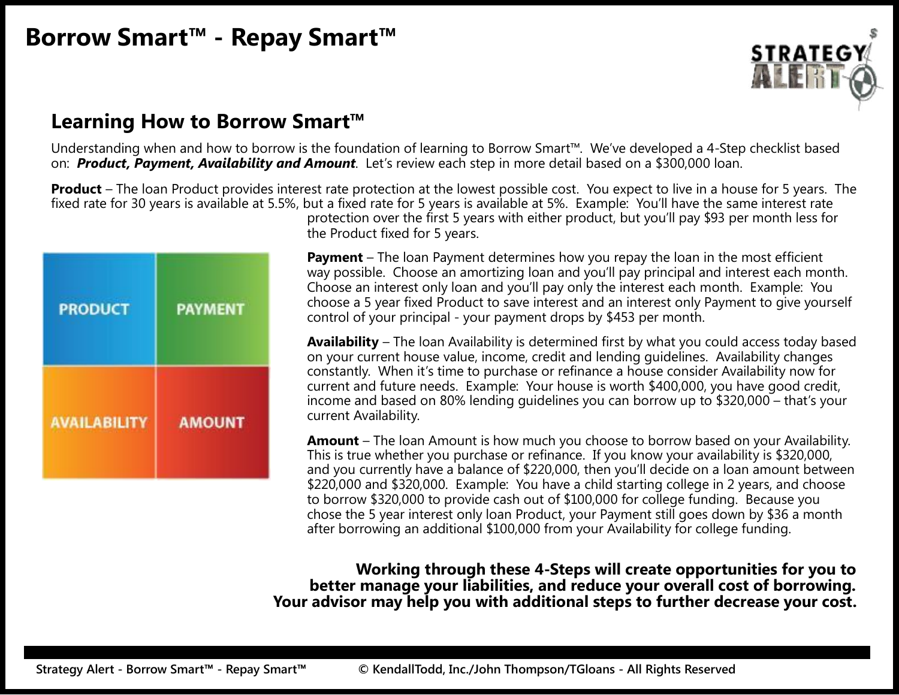# Borrow Smart™ - Repay Smart™

## Learning How to Borrow Smart™

Understanding when and how to borrow is the foundation of learning to Borrow Smart™. We've developed a 4-Step checklist based on: ***Product, Payment, Availability and Amount***. Let's review each step in more detail based on a $300,000 loan.

PRODUCT | PAYMENT | AVAILABILITY | AMOUNT

**Product** – The loan Product provides interest rate protection at the lowest possible cost. You expect to live in a house for 5 years. The fixed rate for 30 years is available at 5.5%, but a fixed rate for 5 years is available at 5%. Example: You'll have the same interest rate protection over the first 5 years with either product, but you'll pay $93 per month less for the Product fixed for 5 years.

**Payment** – The loan Payment determines how you repay the loan in the most efficient way possible. Choose an amortizing loan and you'll pay principal and interest each month. Choose an interest only loan and you'll pay only the interest each month. Example: You choose a 5 year fixed Product to save interest and an interest only Payment to give yourself control of your principal - your payment drops by $453 per month.

**Availability** – The loan Availability is determined first by what you could access today based on your current house value, income, credit and lending guidelines. Availability changes constantly. When it's time to purchase or refinance a house consider Availability now for current and future needs. Example: Your house is worth $400,000, you have good credit, income and based on 80% lending guidelines you can borrow up to $320,000 – that's your current Availability.

**Amount** – The loan Amount is how much you choose to borrow based on your Availability. This is true whether you purchase or refinance. If you know your availability is $320,000, and you currently have a balance of $220,000, then you'll decide on a loan amount between $220,000 and $320,000. Example: You have a child starting college in 2 years, and choose to borrow $320,000 to provide cash out of $100,000 for college funding. Because you chose the 5 year interest only loan Product, your Payment still goes down by $36 a month after borrowing an additional $100,000 from your Availability for college funding.

**Working through these 4-Steps will create opportunities for you to better manage your liabilities, and reduce your overall cost of borrowing. Your advisor may help you with additional steps to further decrease your cost.**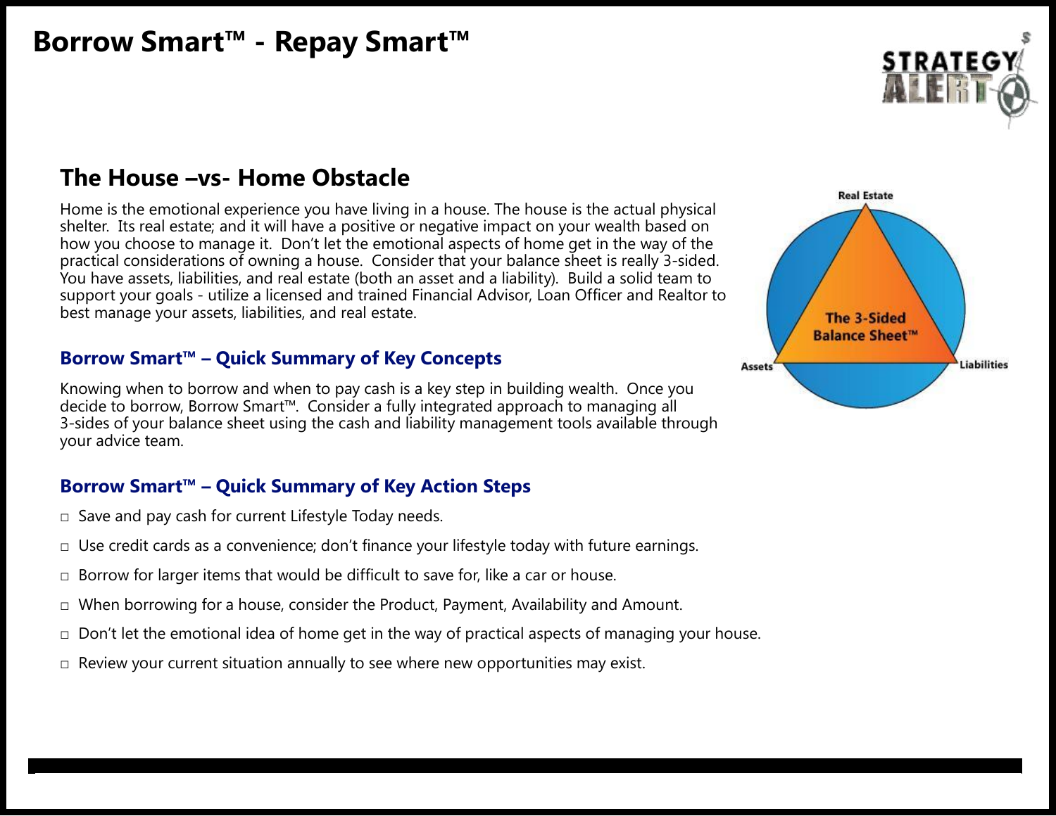# Borrow Smart™ - Repay Smart™

## The House –vs- Home Obstacle

Home is the emotional experience you have living in a house. The house is the actual physical shelter. Its real estate; and it will have a positive or negative impact on your wealth based on how you choose to manage it. Don't let the emotional aspects of home get in the way of the practical considerations of owning a house. Consider that your balance sheet is really 3-sided. You have assets, liabilities, and real estate (both an asset and a liability). Build a solid team to support your goals - utilize a licensed and trained Financial Advisor, Loan Officer and Realtor to best manage your assets, liabilities, and real estate.

### Borrow Smart™ – Quick Summary of Key Concepts

Knowing when to borrow and when to pay cash is a key step in building wealth. Once you decide to borrow, Borrow Smart™. Consider a fully integrated approach to managing all 3-sides of your balance sheet using the cash and liability management tools available through your advice team.

### Borrow Smart™ – Quick Summary of Key Action Steps

- ☐ Save and pay cash for current Lifestyle Today needs.
- ☐ Use credit cards as a convenience; don't finance your lifestyle today with future earnings.
- ☐ Borrow for larger items that would be difficult to save for, like a car or house.
- ☐ When borrowing for a house, consider the Product, Payment, Availability and Amount.
- ☐ Don't let the emotional idea of home get in the way of practical aspects of managing your house.
- ☐ Review your current situation annually to see where new opportunities may exist.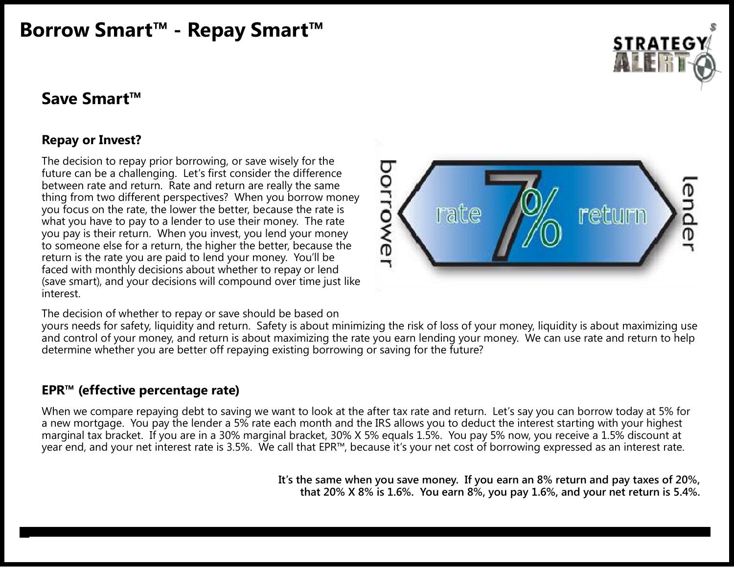# Borrow Smart™ - Repay Smart™

## Save Smart™

### Repay or Invest?

The decision to repay prior borrowing, or save wisely for the future can be a challenging. Let's first consider the difference between rate and return. Rate and return are really the same thing from two different perspectives? When you borrow money you focus on the rate, the lower the better, because the rate is what you have to pay to a lender to use their money. The rate you pay is their return. When you invest, you lend your money to someone else for a return, the higher the better, because the return is the rate you are paid to lend your money. You'll be faced with monthly decisions about whether to repay or lend (save smart), and your decisions will compound over time just like interest.

The decision of whether to repay or save should be based on yours needs for safety, liquidity and return. Safety is about minimizing the risk of loss of your money, liquidity is about maximizing use and control of your money, and return is about maximizing the rate you earn lending your money. We can use rate and return to help determine whether you are better off repaying existing borrowing or saving for the future?

### EPR™ (effective percentage rate)

When we compare repaying debt to saving we want to look at the after tax rate and return. Let's say you can borrow today at 5% for a new mortgage. You pay the lender a 5% rate each month and the IRS allows you to deduct the interest starting with your highest marginal tax bracket. If you are in a 30% marginal bracket, 30% X 5% equals 1.5%. You pay 5% now, you receive a 1.5% discount at year end, and your net interest rate is 3.5%. We call that EPR™, because it's your net cost of borrowing expressed as an interest rate.

**It's the same when you save money. If you earn an 8% return and pay taxes of 20%, that 20% X 8% is 1.6%. You earn 8%, you pay 1.6%, and your net return is 5.4%.**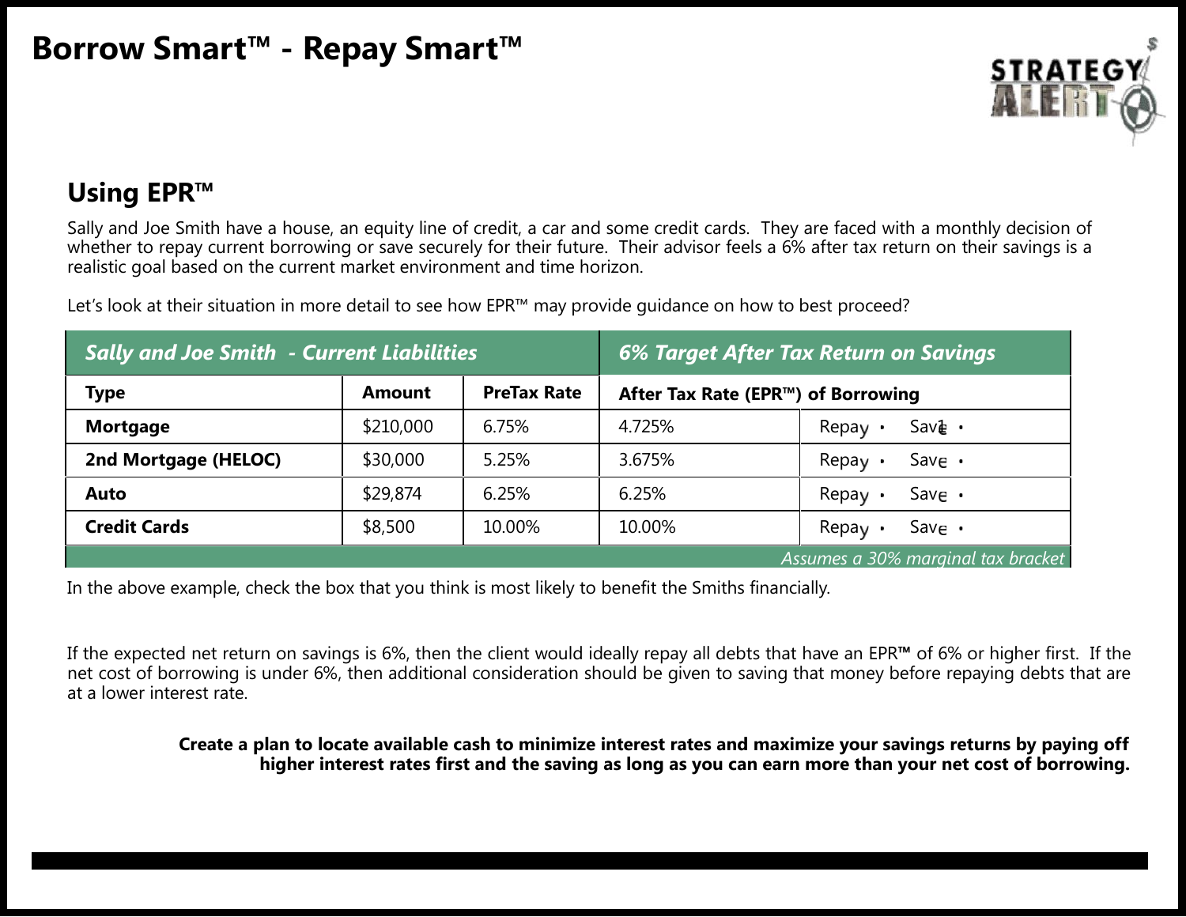# Borrow Smart™ - Repay Smart™

## Using EPR™

Sally and Joe Smith have a house, an equity line of credit, a car and some credit cards. They are faced with a monthly decision of whether to repay current borrowing or save securely for their future. Their advisor feels a 6% after tax return on their savings is a realistic goal based on the current market environment and time horizon.

Let's look at their situation in more detail to see how EPR™ may provide guidance on how to best proceed?

| *Sally and Joe Smith - Current Liabilities* | | | *6% Target After Tax Return on Savings* | |
|---|---|---|---|---|
| **Type** | **Amount** | **PreTax Rate** | **After Tax Rate (EPR™) of Borrowing** | |
| **Mortgage** | $210,000 | 6.75% | 4.725% | Repay • Save • |
| **2nd Mortgage (HELOC)** | $30,000 | 5.25% | 3.675% | Repay • Save • |
| **Auto** | $29,874 | 6.25% | 6.25% | Repay • Save • |
| **Credit Cards** | $8,500 | 10.00% | 10.00% | Repay • Save • |
| | | | | *Assumes a 30% marginal tax bracket* |

In the above example, check the box that you think is most likely to benefit the Smiths financially.

If the expected net return on savings is 6%, then the client would ideally repay all debts that have an EPR**™** of 6% or higher first. If the net cost of borrowing is under 6%, then additional consideration should be given to saving that money before repaying debts that are at a lower interest rate.

**Create a plan to locate available cash to minimize interest rates and maximize your savings returns by paying off higher interest rates first and the saving as long as you can earn more than your net cost of borrowing.**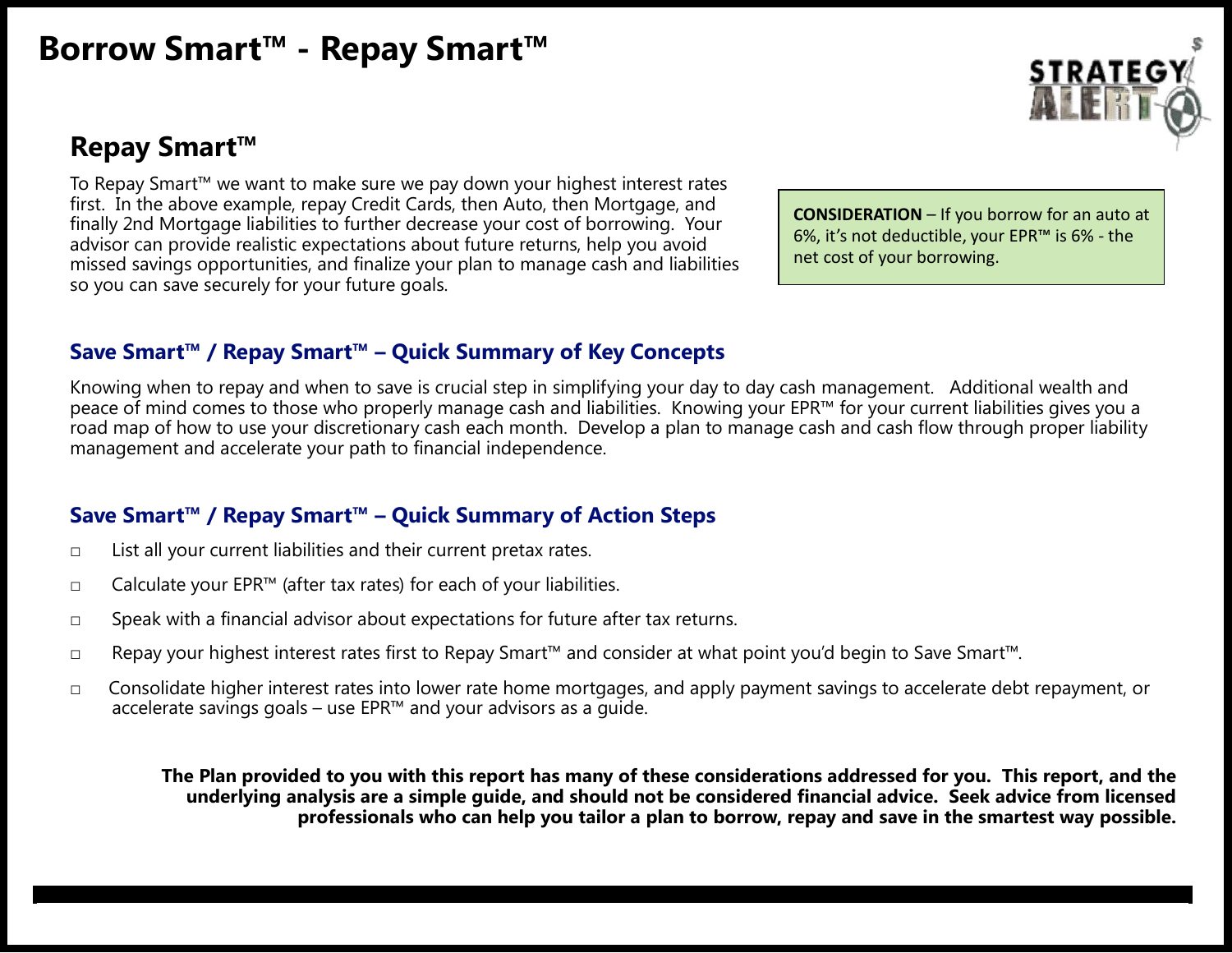# Borrow Smart™ - Repay Smart™

## Repay Smart™

To Repay Smart™ we want to make sure we pay down your highest interest rates first. In the above example, repay Credit Cards, then Auto, then Mortgage, and finally 2nd Mortgage liabilities to further decrease your cost of borrowing. Your advisor can provide realistic expectations about future returns, help you avoid missed savings opportunities, and finalize your plan to manage cash and liabilities so you can save securely for your future goals.

**CONSIDERATION** – If you borrow for an auto at 6%, it's not deductible, your EPR™ is 6% - the net cost of your borrowing.

### Save Smart™ / Repay Smart™ – Quick Summary of Key Concepts

Knowing when to repay and when to save is crucial step in simplifying your day to day cash management. Additional wealth and peace of mind comes to those who properly manage cash and liabilities. Knowing your EPR™ for your current liabilities gives you a road map of how to use your discretionary cash each month. Develop a plan to manage cash and cash flow through proper liability management and accelerate your path to financial independence.

### Save Smart™ / Repay Smart™ – Quick Summary of Action Steps

- ☐ List all your current liabilities and their current pretax rates.
- ☐ Calculate your EPR™ (after tax rates) for each of your liabilities.
- ☐ Speak with a financial advisor about expectations for future after tax returns.
- ☐ Repay your highest interest rates first to Repay Smart™ and consider at what point you'd begin to Save Smart™.
- ☐ Consolidate higher interest rates into lower rate home mortgages, and apply payment savings to accelerate debt repayment, or accelerate savings goals – use EPR™ and your advisors as a guide.

**The Plan provided to you with this report has many of these considerations addressed for you. This report, and the underlying analysis are a simple guide, and should not be considered financial advice. Seek advice from licensed professionals who can help you tailor a plan to borrow, repay and save in the smartest way possible.**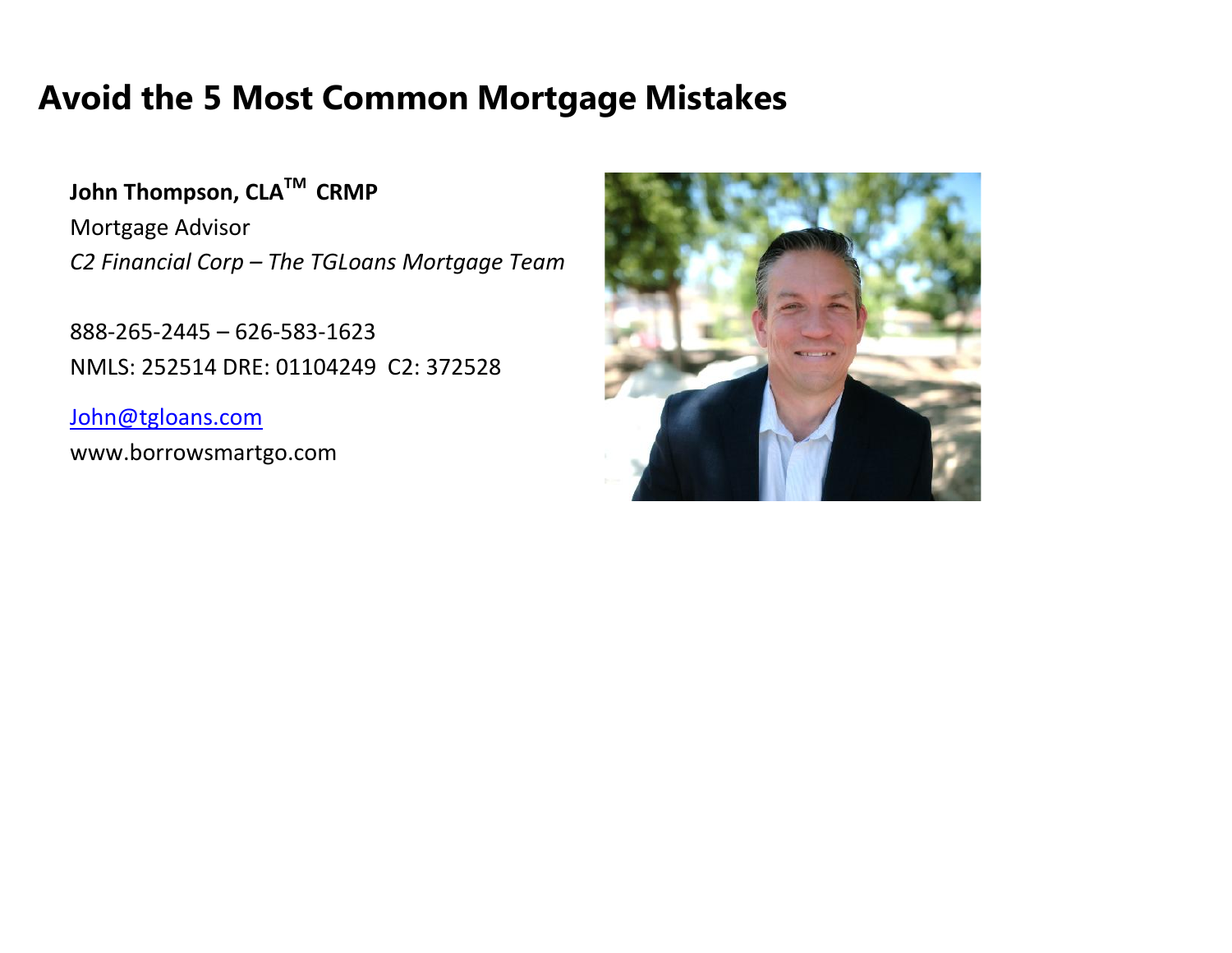# Avoid the 5 Most Common Mortgage Mistakes

**John Thompson, CLA™ CRMP**
Mortgage Advisor
*C2 Financial Corp – The TGLoans Mortgage Team*

888-265-2445 – 626-583-1623
NMLS: 252514 DRE: 01104249 C2: 372528

John@tgloans.com
www.borrowsmartgo.com